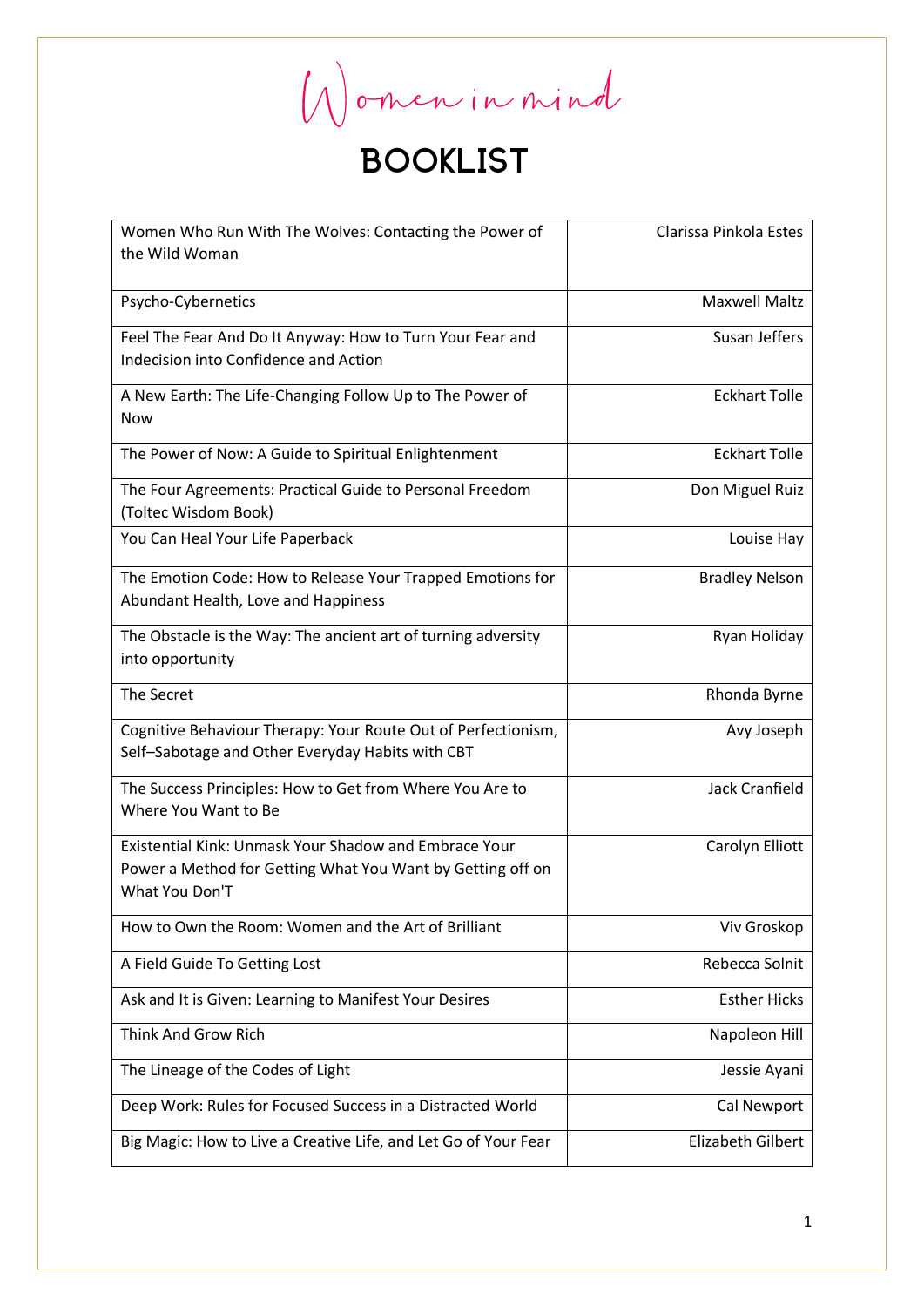# Women in mind

## BOOKLIST

| Title | Author |
|---|---|
| Women Who Run With The Wolves: Contacting the Power of the Wild Woman | Clarissa Pinkola Estes |
| Psycho-Cybernetics | Maxwell Maltz |
| Feel The Fear And Do It Anyway: How to Turn Your Fear and Indecision into Confidence and Action | Susan Jeffers |
| A New Earth: The Life-Changing Follow Up to The Power of Now | Eckhart Tolle |
| The Power of Now: A Guide to Spiritual Enlightenment | Eckhart Tolle |
| The Four Agreements: Practical Guide to Personal Freedom (Toltec Wisdom Book) | Don Miguel Ruiz |
| You Can Heal Your Life Paperback | Louise Hay |
| The Emotion Code: How to Release Your Trapped Emotions for Abundant Health, Love and Happiness | Bradley Nelson |
| The Obstacle is the Way: The ancient art of turning adversity into opportunity | Ryan Holiday |
| The Secret | Rhonda Byrne |
| Cognitive Behaviour Therapy: Your Route Out of Perfectionism, Self–Sabotage and Other Everyday Habits with CBT | Avy Joseph |
| The Success Principles: How to Get from Where You Are to Where You Want to Be | Jack Cranfield |
| Existential Kink: Unmask Your Shadow and Embrace Your Power a Method for Getting What You Want by Getting off on What You Don'T | Carolyn Elliott |
| How to Own the Room: Women and the Art of Brilliant | Viv Groskop |
| A Field Guide To Getting Lost | Rebecca Solnit |
| Ask and It is Given: Learning to Manifest Your Desires | Esther Hicks |
| Think And Grow Rich | Napoleon Hill |
| The Lineage of the Codes of Light | Jessie Ayani |
| Deep Work: Rules for Focused Success in a Distracted World | Cal Newport |
| Big Magic: How to Live a Creative Life, and Let Go of Your Fear | Elizabeth Gilbert |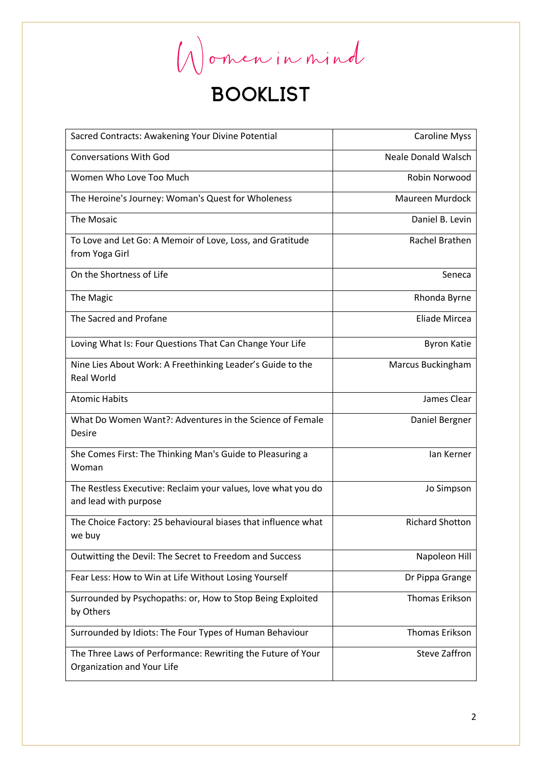# Women in mind

## BOOKLIST

| Title | Author |
|---|---|
| Sacred Contracts: Awakening Your Divine Potential | Caroline Myss |
| Conversations With God | Neale Donald Walsch |
| Women Who Love Too Much | Robin Norwood |
| The Heroine's Journey: Woman's Quest for Wholeness | Maureen Murdock |
| The Mosaic | Daniel B. Levin |
| To Love and Let Go: A Memoir of Love, Loss, and Gratitude from Yoga Girl | Rachel Brathen |
| On the Shortness of Life | Seneca |
| The Magic | Rhonda Byrne |
| The Sacred and Profane | Eliade Mircea |
| Loving What Is: Four Questions That Can Change Your Life | Byron Katie |
| Nine Lies About Work: A Freethinking Leader's Guide to the Real World | Marcus Buckingham |
| Atomic Habits | James Clear |
| What Do Women Want?: Adventures in the Science of Female Desire | Daniel Bergner |
| She Comes First: The Thinking Man's Guide to Pleasuring a Woman | Ian Kerner |
| The Restless Executive: Reclaim your values, love what you do and lead with purpose | Jo Simpson |
| The Choice Factory: 25 behavioural biases that influence what we buy | Richard Shotton |
| Outwitting the Devil: The Secret to Freedom and Success | Napoleon Hill |
| Fear Less: How to Win at Life Without Losing Yourself | Dr Pippa Grange |
| Surrounded by Psychopaths: or, How to Stop Being Exploited by Others | Thomas Erikson |
| Surrounded by Idiots: The Four Types of Human Behaviour | Thomas Erikson |
| The Three Laws of Performance: Rewriting the Future of Your Organization and Your Life | Steve Zaffron |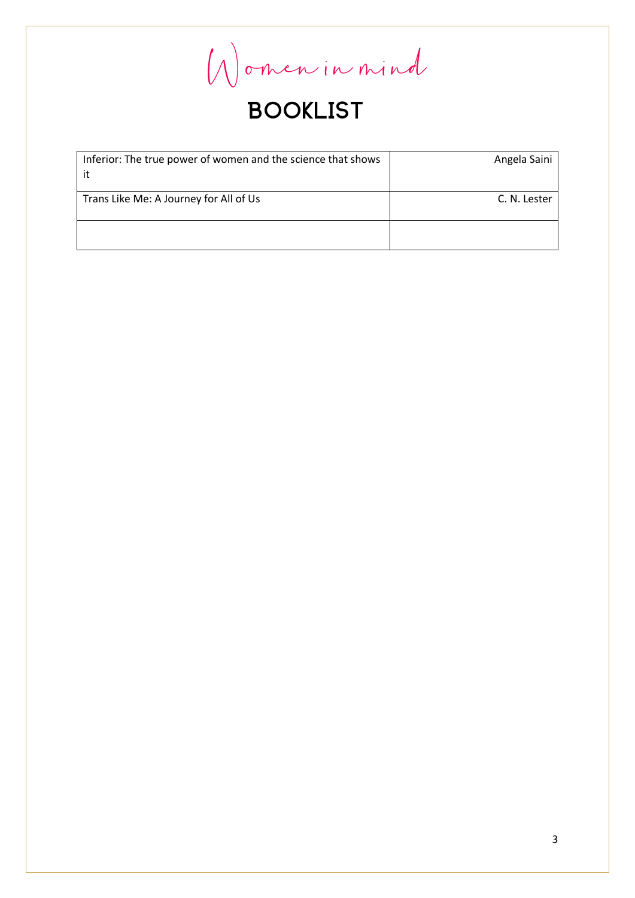Women in mind

# BOOKLIST

| | |
|---|---|
| Inferior: The true power of women and the science that shows it | Angela Saini |
| Trans Like Me: A Journey for All of Us | C. N. Lester |
| | |